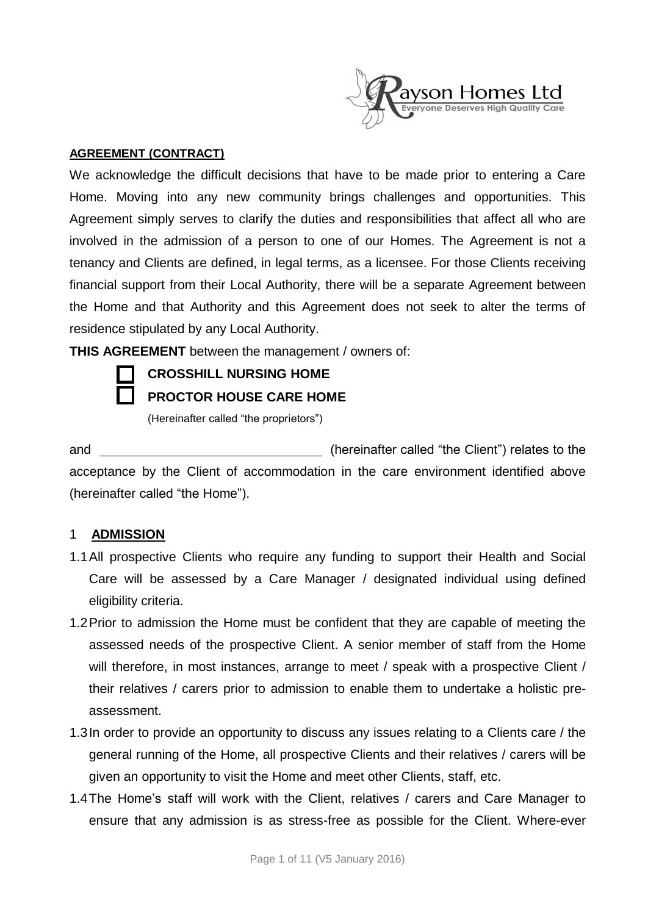**AGREEMENT (CONTRACT)**

We acknowledge the difficult decisions that have to be made prior to entering a Care Home. Moving into any new community brings challenges and opportunities. This Agreement simply serves to clarify the duties and responsibilities that affect all who are involved in the admission of a person to one of our Homes. The Agreement is not a tenancy and Clients are defined, in legal terms, as a licensee. For those Clients receiving financial support from their Local Authority, there will be a separate Agreement between the Home and that Authority and this Agreement does not seek to alter the terms of residence stipulated by any Local Authority.

**THIS AGREEMENT** between the management / owners of:

- ☐ **CROSSHILL NURSING HOME**
- ☐ **PROCTOR HOUSE CARE HOME**

(Hereinafter called "the proprietors")

and ______________________________ (hereinafter called "the Client") relates to the acceptance by the Client of accommodation in the care environment identified above (hereinafter called "the Home").

## 1 ADMISSION

1.1 All prospective Clients who require any funding to support their Health and Social Care will be assessed by a Care Manager / designated individual using defined eligibility criteria.

1.2 Prior to admission the Home must be confident that they are capable of meeting the assessed needs of the prospective Client. A senior member of staff from the Home will therefore, in most instances, arrange to meet / speak with a prospective Client / their relatives / carers prior to admission to enable them to undertake a holistic pre-assessment.

1.3 In order to provide an opportunity to discuss any issues relating to a Clients care / the general running of the Home, all prospective Clients and their relatives / carers will be given an opportunity to visit the Home and meet other Clients, staff, etc.

1.4 The Home's staff will work with the Client, relatives / carers and Care Manager to ensure that any admission is as stress-free as possible for the Client. Where-ever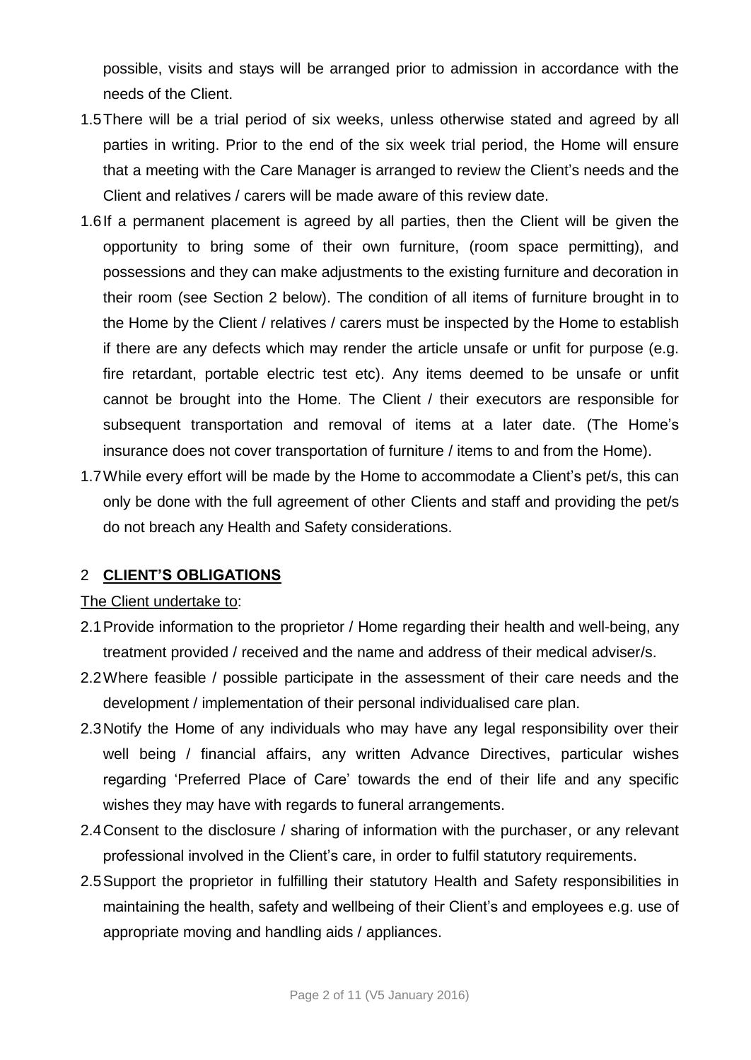possible, visits and stays will be arranged prior to admission in accordance with the needs of the Client.

1.5 There will be a trial period of six weeks, unless otherwise stated and agreed by all parties in writing. Prior to the end of the six week trial period, the Home will ensure that a meeting with the Care Manager is arranged to review the Client's needs and the Client and relatives / carers will be made aware of this review date.

1.6 If a permanent placement is agreed by all parties, then the Client will be given the opportunity to bring some of their own furniture, (room space permitting), and possessions and they can make adjustments to the existing furniture and decoration in their room (see Section 2 below). The condition of all items of furniture brought in to the Home by the Client / relatives / carers must be inspected by the Home to establish if there are any defects which may render the article unsafe or unfit for purpose (e.g. fire retardant, portable electric test etc). Any items deemed to be unsafe or unfit cannot be brought into the Home. The Client / their executors are responsible for subsequent transportation and removal of items at a later date. (The Home's insurance does not cover transportation of furniture / items to and from the Home).

1.7 While every effort will be made by the Home to accommodate a Client's pet/s, this can only be done with the full agreement of other Clients and staff and providing the pet/s do not breach any Health and Safety considerations.

## 2 **CLIENT'S OBLIGATIONS**

The Client undertake to:

2.1 Provide information to the proprietor / Home regarding their health and well-being, any treatment provided / received and the name and address of their medical adviser/s.

2.2 Where feasible / possible participate in the assessment of their care needs and the development / implementation of their personal individualised care plan.

2.3 Notify the Home of any individuals who may have any legal responsibility over their well being / financial affairs, any written Advance Directives, particular wishes regarding 'Preferred Place of Care' towards the end of their life and any specific wishes they may have with regards to funeral arrangements.

2.4 Consent to the disclosure / sharing of information with the purchaser, or any relevant professional involved in the Client's care, in order to fulfil statutory requirements.

2.5 Support the proprietor in fulfilling their statutory Health and Safety responsibilities in maintaining the health, safety and wellbeing of their Client's and employees e.g. use of appropriate moving and handling aids / appliances.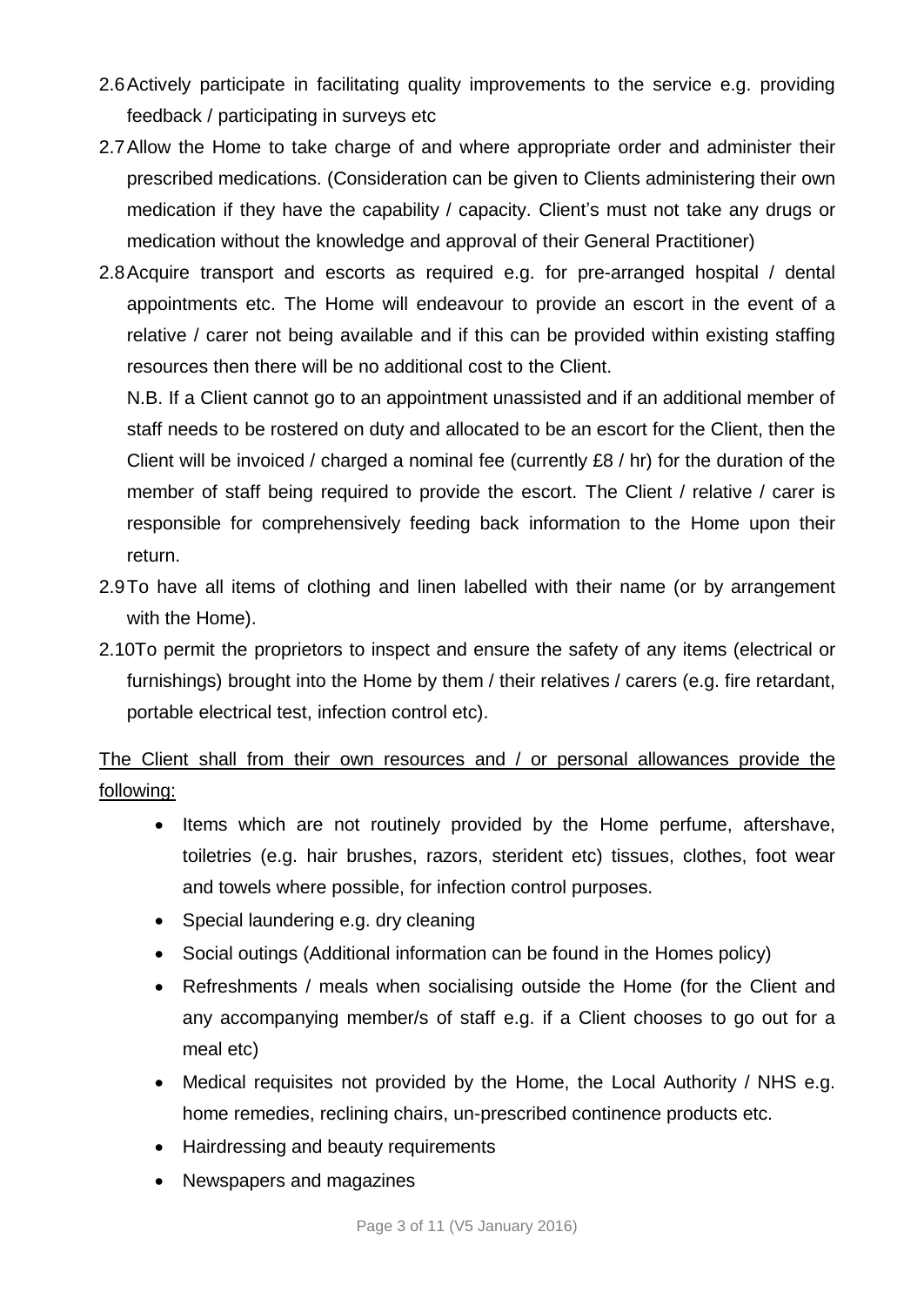2.6 Actively participate in facilitating quality improvements to the service e.g. providing feedback / participating in surveys etc

2.7 Allow the Home to take charge of and where appropriate order and administer their prescribed medications. (Consideration can be given to Clients administering their own medication if they have the capability / capacity. Client's must not take any drugs or medication without the knowledge and approval of their General Practitioner)

2.8 Acquire transport and escorts as required e.g. for pre-arranged hospital / dental appointments etc. The Home will endeavour to provide an escort in the event of a relative / carer not being available and if this can be provided within existing staffing resources then there will be no additional cost to the Client.

N.B. If a Client cannot go to an appointment unassisted and if an additional member of staff needs to be rostered on duty and allocated to be an escort for the Client, then the Client will be invoiced / charged a nominal fee (currently £8 / hr) for the duration of the member of staff being required to provide the escort. The Client / relative / carer is responsible for comprehensively feeding back information to the Home upon their return.

2.9 To have all items of clothing and linen labelled with their name (or by arrangement with the Home).

2.10 To permit the proprietors to inspect and ensure the safety of any items (electrical or furnishings) brought into the Home by them / their relatives / carers (e.g. fire retardant, portable electrical test, infection control etc).

<u>The Client shall from their own resources and / or personal allowances provide the following:</u>

- Items which are not routinely provided by the Home perfume, aftershave, toiletries (e.g. hair brushes, razors, sterident etc) tissues, clothes, foot wear and towels where possible, for infection control purposes.
- Special laundering e.g. dry cleaning
- Social outings (Additional information can be found in the Homes policy)
- Refreshments / meals when socialising outside the Home (for the Client and any accompanying member/s of staff e.g. if a Client chooses to go out for a meal etc)
- Medical requisites not provided by the Home, the Local Authority / NHS e.g. home remedies, reclining chairs, un-prescribed continence products etc.
- Hairdressing and beauty requirements
- Newspapers and magazines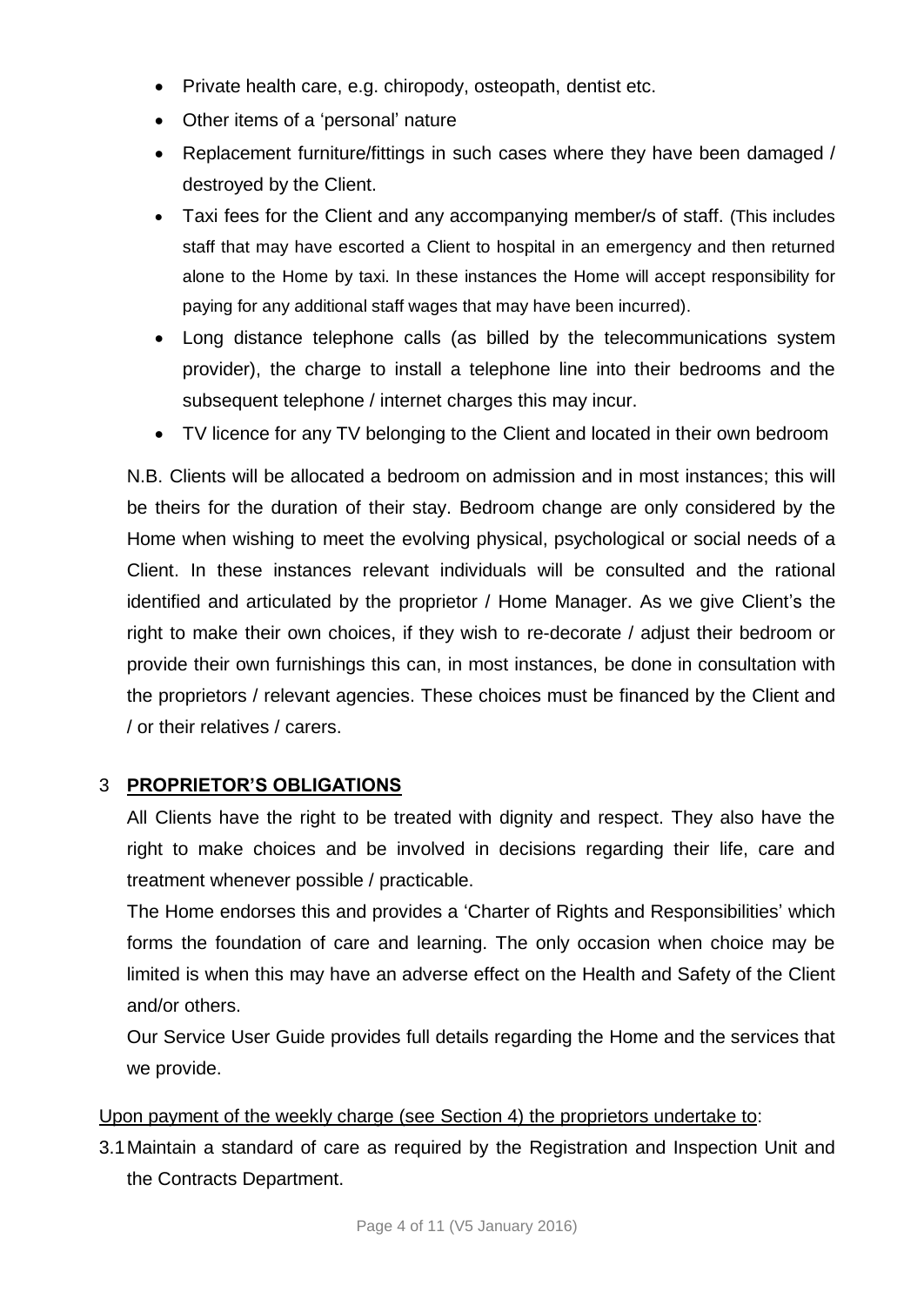- Private health care, e.g. chiropody, osteopath, dentist etc.
- Other items of a 'personal' nature
- Replacement furniture/fittings in such cases where they have been damaged / destroyed by the Client.
- Taxi fees for the Client and any accompanying member/s of staff. (This includes staff that may have escorted a Client to hospital in an emergency and then returned alone to the Home by taxi. In these instances the Home will accept responsibility for paying for any additional staff wages that may have been incurred).
- Long distance telephone calls (as billed by the telecommunications system provider), the charge to install a telephone line into their bedrooms and the subsequent telephone / internet charges this may incur.
- TV licence for any TV belonging to the Client and located in their own bedroom

N.B. Clients will be allocated a bedroom on admission and in most instances; this will be theirs for the duration of their stay. Bedroom change are only considered by the Home when wishing to meet the evolving physical, psychological or social needs of a Client. In these instances relevant individuals will be consulted and the rational identified and articulated by the proprietor / Home Manager. As we give Client's the right to make their own choices, if they wish to re-decorate / adjust their bedroom or provide their own furnishings this can, in most instances, be done in consultation with the proprietors / relevant agencies. These choices must be financed by the Client and / or their relatives / carers.

## 3 PROPRIETOR'S OBLIGATIONS

All Clients have the right to be treated with dignity and respect. They also have the right to make choices and be involved in decisions regarding their life, care and treatment whenever possible / practicable.

The Home endorses this and provides a 'Charter of Rights and Responsibilities' which forms the foundation of care and learning. The only occasion when choice may be limited is when this may have an adverse effect on the Health and Safety of the Client and/or others.

Our Service User Guide provides full details regarding the Home and the services that we provide.

Upon payment of the weekly charge (see Section 4) the proprietors undertake to:

3.1 Maintain a standard of care as required by the Registration and Inspection Unit and the Contracts Department.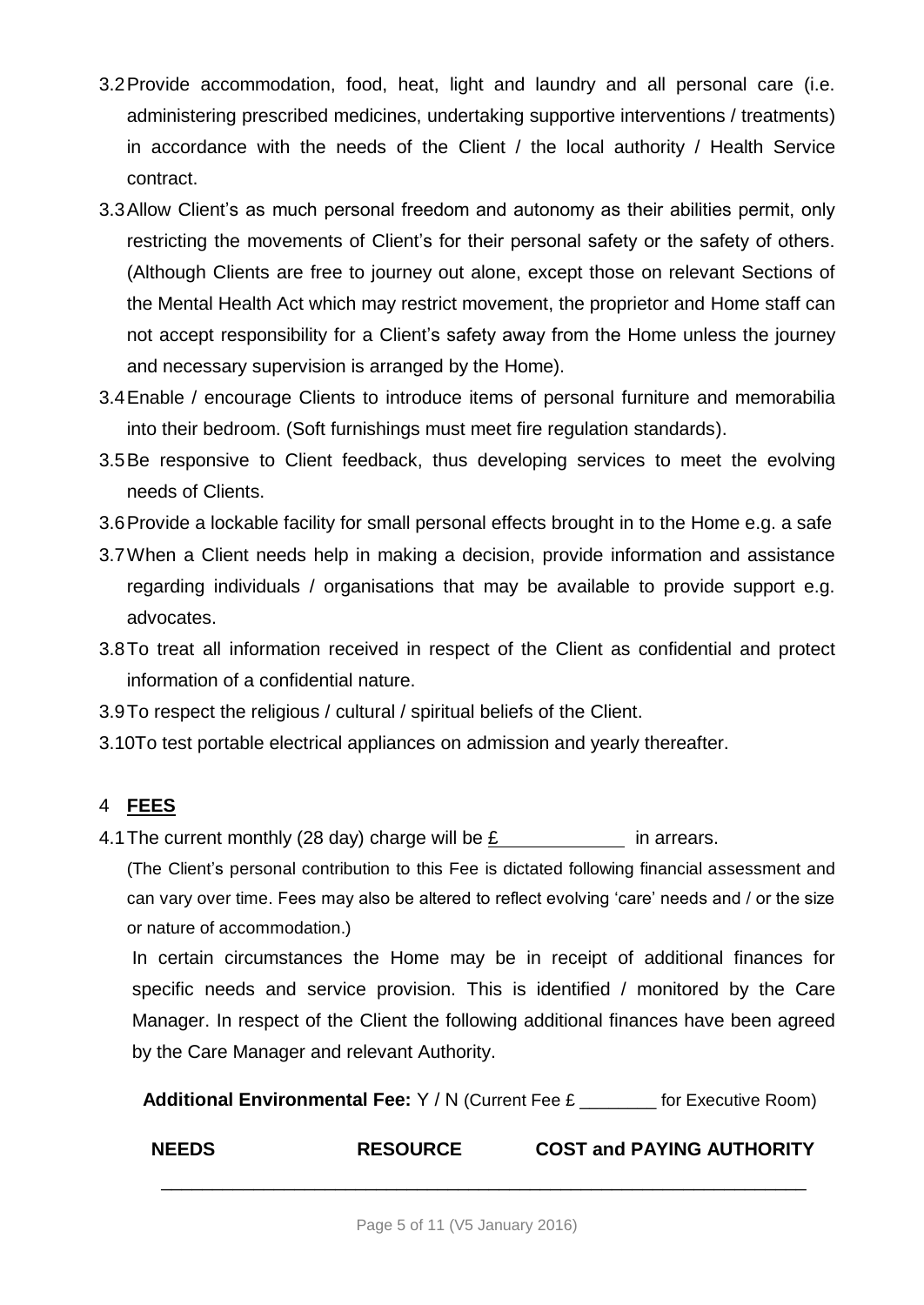3.2 Provide accommodation, food, heat, light and laundry and all personal care (i.e. administering prescribed medicines, undertaking supportive interventions / treatments) in accordance with the needs of the Client / the local authority / Health Service contract.

3.3 Allow Client's as much personal freedom and autonomy as their abilities permit, only restricting the movements of Client's for their personal safety or the safety of others. (Although Clients are free to journey out alone, except those on relevant Sections of the Mental Health Act which may restrict movement, the proprietor and Home staff can not accept responsibility for a Client's safety away from the Home unless the journey and necessary supervision is arranged by the Home).

3.4 Enable / encourage Clients to introduce items of personal furniture and memorabilia into their bedroom. (Soft furnishings must meet fire regulation standards).

3.5 Be responsive to Client feedback, thus developing services to meet the evolving needs of Clients.

3.6 Provide a lockable facility for small personal effects brought in to the Home e.g. a safe

3.7 When a Client needs help in making a decision, provide information and assistance regarding individuals / organisations that may be available to provide support e.g. advocates.

3.8 To treat all information received in respect of the Client as confidential and protect information of a confidential nature.

3.9 To respect the religious / cultural / spiritual beliefs of the Client.

3.10 To test portable electrical appliances on admission and yearly thereafter.

## 4 **FEES**

4.1 The current monthly (28 day) charge will be £____________ in arrears.

(The Client's personal contribution to this Fee is dictated following financial assessment and can vary over time. Fees may also be altered to reflect evolving 'care' needs and / or the size or nature of accommodation.)

In certain circumstances the Home may be in receipt of additional finances for specific needs and service provision. This is identified / monitored by the Care Manager. In respect of the Client the following additional finances have been agreed by the Care Manager and relevant Authority.

**Additional Environmental Fee:** Y / N (Current Fee £ ________ for Executive Room)

| NEEDS | RESOURCE | COST and PAYING AUTHORITY |
|---|---|---|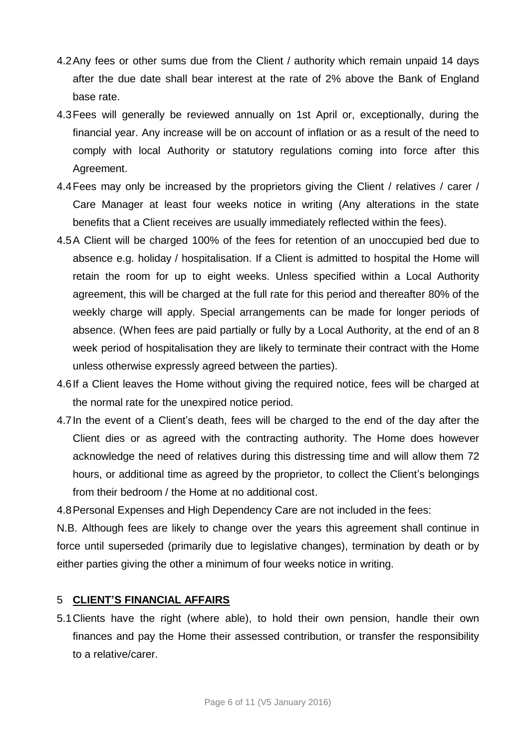4.2 Any fees or other sums due from the Client / authority which remain unpaid 14 days after the due date shall bear interest at the rate of 2% above the Bank of England base rate.

4.3 Fees will generally be reviewed annually on 1st April or, exceptionally, during the financial year. Any increase will be on account of inflation or as a result of the need to comply with local Authority or statutory regulations coming into force after this Agreement.

4.4 Fees may only be increased by the proprietors giving the Client / relatives / carer / Care Manager at least four weeks notice in writing (Any alterations in the state benefits that a Client receives are usually immediately reflected within the fees).

4.5 A Client will be charged 100% of the fees for retention of an unoccupied bed due to absence e.g. holiday / hospitalisation. If a Client is admitted to hospital the Home will retain the room for up to eight weeks. Unless specified within a Local Authority agreement, this will be charged at the full rate for this period and thereafter 80% of the weekly charge will apply. Special arrangements can be made for longer periods of absence. (When fees are paid partially or fully by a Local Authority, at the end of an 8 week period of hospitalisation they are likely to terminate their contract with the Home unless otherwise expressly agreed between the parties).

4.6 If a Client leaves the Home without giving the required notice, fees will be charged at the normal rate for the unexpired notice period.

4.7 In the event of a Client's death, fees will be charged to the end of the day after the Client dies or as agreed with the contracting authority. The Home does however acknowledge the need of relatives during this distressing time and will allow them 72 hours, or additional time as agreed by the proprietor, to collect the Client's belongings from their bedroom / the Home at no additional cost.

4.8 Personal Expenses and High Dependency Care are not included in the fees:

N.B. Although fees are likely to change over the years this agreement shall continue in force until superseded (primarily due to legislative changes), termination by death or by either parties giving the other a minimum of four weeks notice in writing.

## 5 **CLIENT'S FINANCIAL AFFAIRS**

5.1 Clients have the right (where able), to hold their own pension, handle their own finances and pay the Home their assessed contribution, or transfer the responsibility to a relative/carer.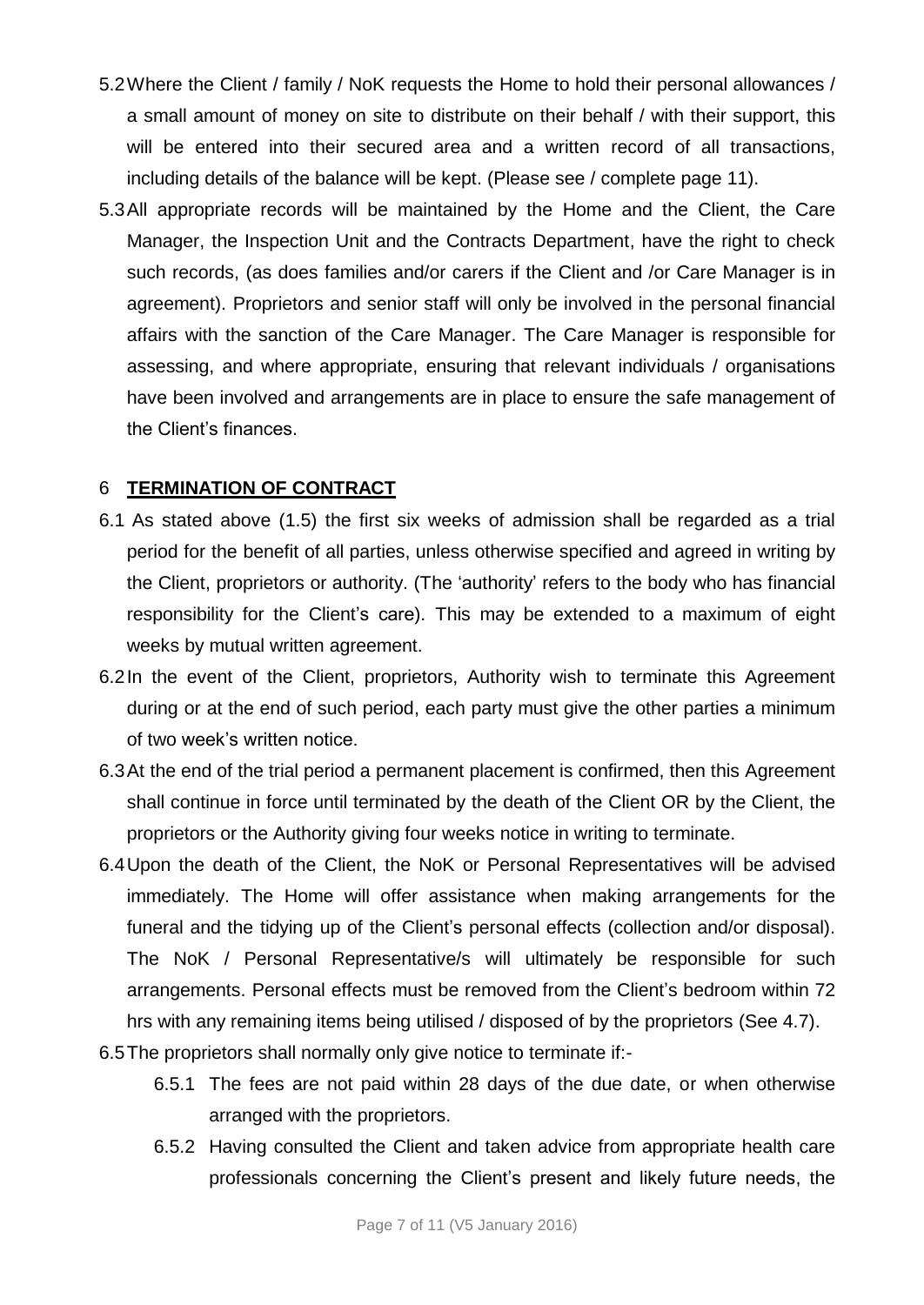5.2 Where the Client / family / NoK requests the Home to hold their personal allowances / a small amount of money on site to distribute on their behalf / with their support, this will be entered into their secured area and a written record of all transactions, including details of the balance will be kept. (Please see / complete page 11).

5.3 All appropriate records will be maintained by the Home and the Client, the Care Manager, the Inspection Unit and the Contracts Department, have the right to check such records, (as does families and/or carers if the Client and /or Care Manager is in agreement). Proprietors and senior staff will only be involved in the personal financial affairs with the sanction of the Care Manager. The Care Manager is responsible for assessing, and where appropriate, ensuring that relevant individuals / organisations have been involved and arrangements are in place to ensure the safe management of the Client's finances.

## 6 **TERMINATION OF CONTRACT**

6.1 As stated above (1.5) the first six weeks of admission shall be regarded as a trial period for the benefit of all parties, unless otherwise specified and agreed in writing by the Client, proprietors or authority. (The 'authority' refers to the body who has financial responsibility for the Client's care). This may be extended to a maximum of eight weeks by mutual written agreement.

6.2 In the event of the Client, proprietors, Authority wish to terminate this Agreement during or at the end of such period, each party must give the other parties a minimum of two week's written notice.

6.3 At the end of the trial period a permanent placement is confirmed, then this Agreement shall continue in force until terminated by the death of the Client OR by the Client, the proprietors or the Authority giving four weeks notice in writing to terminate.

6.4 Upon the death of the Client, the NoK or Personal Representatives will be advised immediately. The Home will offer assistance when making arrangements for the funeral and the tidying up of the Client's personal effects (collection and/or disposal). The NoK / Personal Representative/s will ultimately be responsible for such arrangements. Personal effects must be removed from the Client's bedroom within 72 hrs with any remaining items being utilised / disposed of by the proprietors (See 4.7).

6.5 The proprietors shall normally only give notice to terminate if:-

- 6.5.1 The fees are not paid within 28 days of the due date, or when otherwise arranged with the proprietors.
- 6.5.2 Having consulted the Client and taken advice from appropriate health care professionals concerning the Client's present and likely future needs, the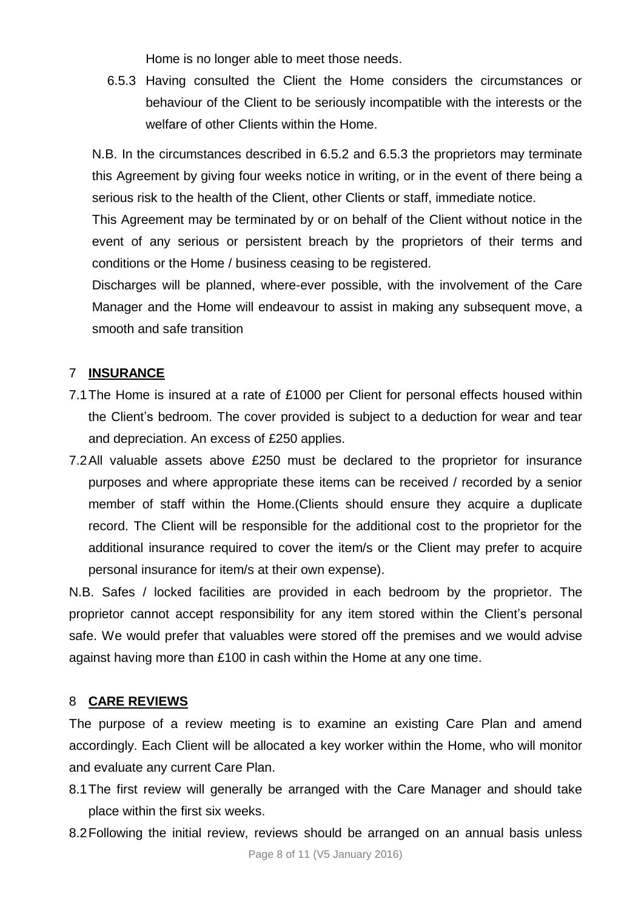Home is no longer able to meet those needs.

6.5.3 Having consulted the Client the Home considers the circumstances or behaviour of the Client to be seriously incompatible with the interests or the welfare of other Clients within the Home.

N.B. In the circumstances described in 6.5.2 and 6.5.3 the proprietors may terminate this Agreement by giving four weeks notice in writing, or in the event of there being a serious risk to the health of the Client, other Clients or staff, immediate notice.

This Agreement may be terminated by or on behalf of the Client without notice in the event of any serious or persistent breach by the proprietors of their terms and conditions or the Home / business ceasing to be registered.

Discharges will be planned, where-ever possible, with the involvement of the Care Manager and the Home will endeavour to assist in making any subsequent move, a smooth and safe transition

## 7 **INSURANCE**

7.1 The Home is insured at a rate of £1000 per Client for personal effects housed within the Client's bedroom. The cover provided is subject to a deduction for wear and tear and depreciation. An excess of £250 applies.

7.2 All valuable assets above £250 must be declared to the proprietor for insurance purposes and where appropriate these items can be received / recorded by a senior member of staff within the Home.(Clients should ensure they acquire a duplicate record. The Client will be responsible for the additional cost to the proprietor for the additional insurance required to cover the item/s or the Client may prefer to acquire personal insurance for item/s at their own expense).

N.B. Safes / locked facilities are provided in each bedroom by the proprietor. The proprietor cannot accept responsibility for any item stored within the Client's personal safe. We would prefer that valuables were stored off the premises and we would advise against having more than £100 in cash within the Home at any one time.

## 8 **CARE REVIEWS**

The purpose of a review meeting is to examine an existing Care Plan and amend accordingly. Each Client will be allocated a key worker within the Home, who will monitor and evaluate any current Care Plan.

8.1 The first review will generally be arranged with the Care Manager and should take place within the first six weeks.

8.2 Following the initial review, reviews should be arranged on an annual basis unless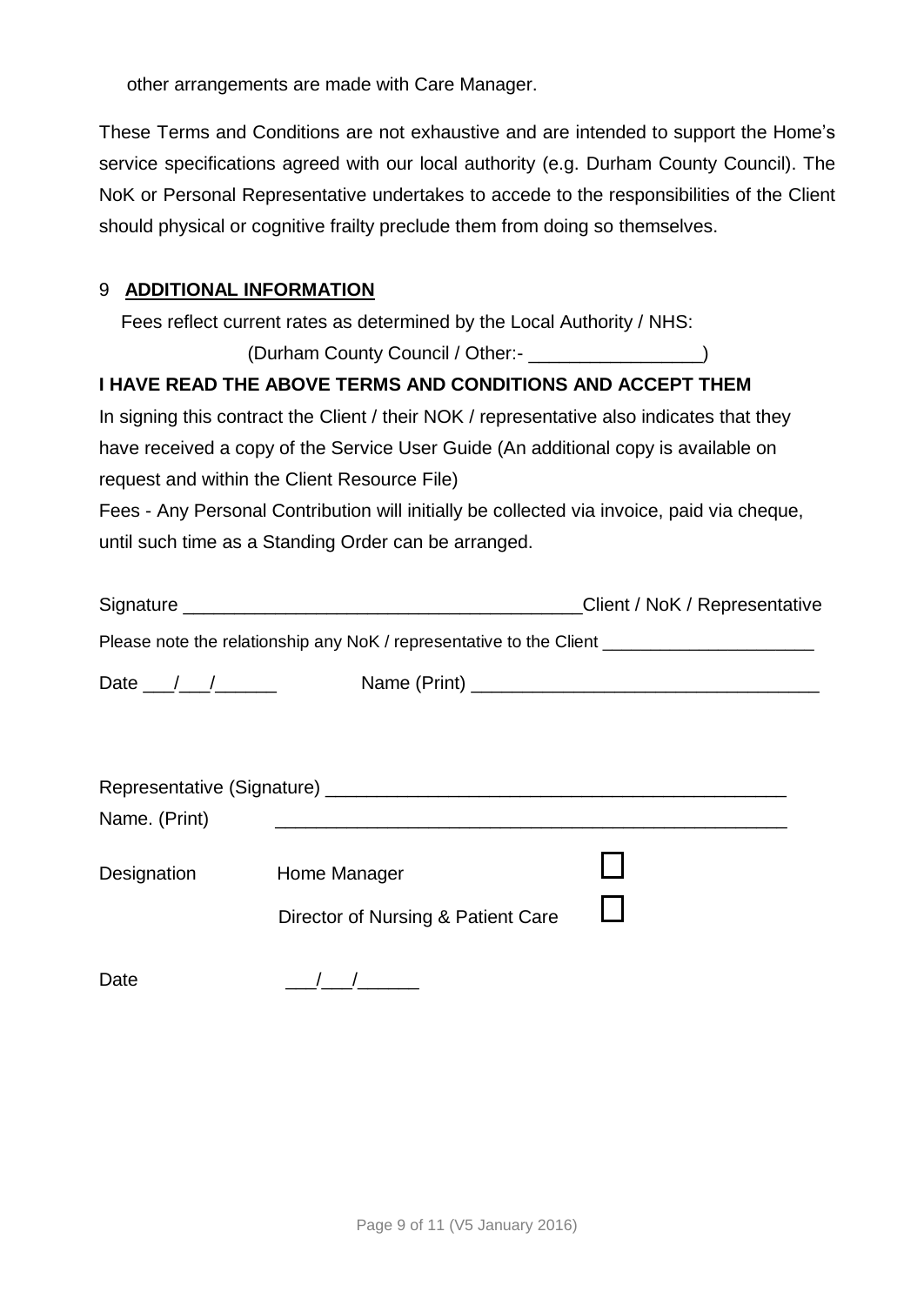other arrangements are made with Care Manager.

These Terms and Conditions are not exhaustive and are intended to support the Home's service specifications agreed with our local authority (e.g. Durham County Council). The NoK or Personal Representative undertakes to accede to the responsibilities of the Client should physical or cognitive frailty preclude them from doing so themselves.

## 9 ADDITIONAL INFORMATION

Fees reflect current rates as determined by the Local Authority / NHS:

(Durham County Council / Other:- _________________)

**I HAVE READ THE ABOVE TERMS AND CONDITIONS AND ACCEPT THEM**

In signing this contract the Client / their NOK / representative also indicates that they have received a copy of the Service User Guide (An additional copy is available on request and within the Client Resource File)

Fees - Any Personal Contribution will initially be collected via invoice, paid via cheque, until such time as a Standing Order can be arranged.

Signature _______________________________________Client / NoK / Representative

Please note the relationship any NoK / representative to the Client _____________________

Date ___/___/______ Name (Print) _________________________________

Representative (Signature) _____________________________________________

Name. (Print) _____________________________________________________

Designation Home Manager ☐

Director of Nursing & Patient Care ☐

Date ___/___/______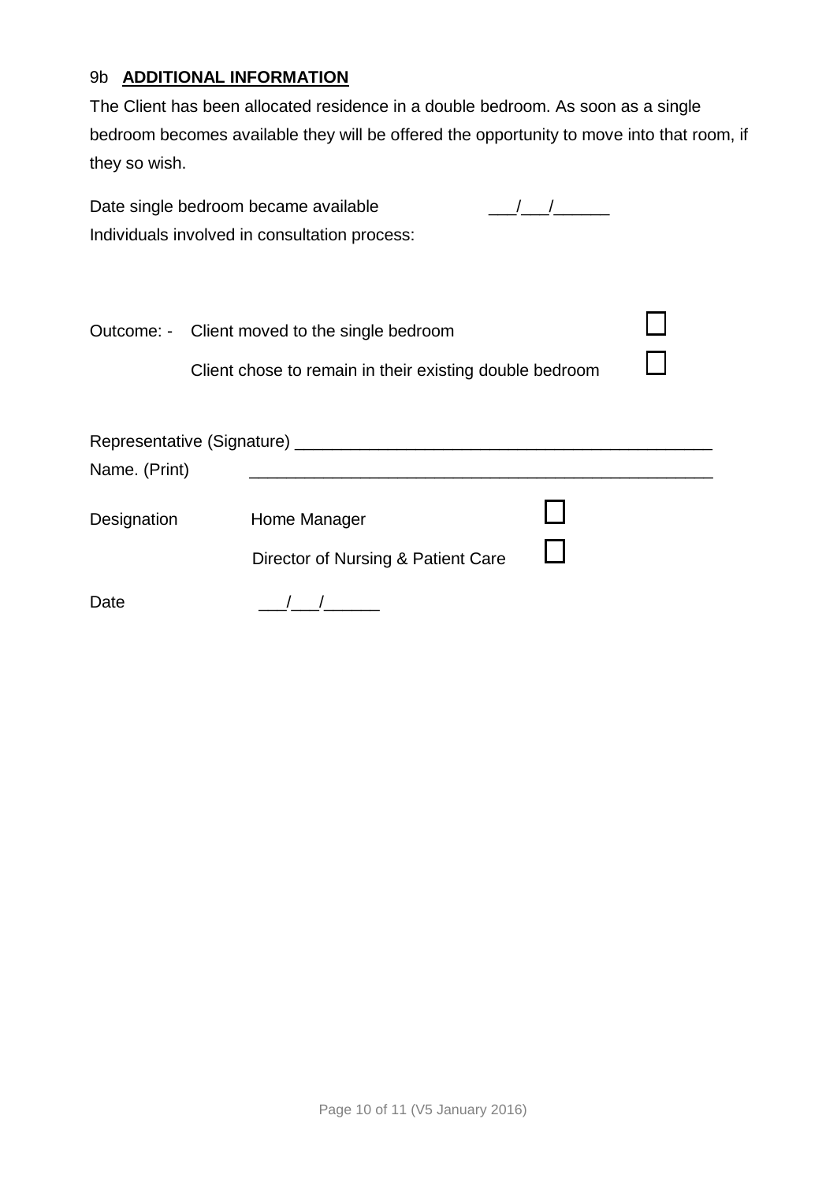9b **ADDITIONAL INFORMATION**

The Client has been allocated residence in a double bedroom. As soon as a single bedroom becomes available they will be offered the opportunity to move into that room, if they so wish.

Date single bedroom became available ___/___/______

Individuals involved in consultation process:

Outcome: - Client moved to the single bedroom ☐

Client chose to remain in their existing double bedroom ☐

Representative (Signature) ____________________________________________

Name. (Print) __________________________________________________

Designation Home Manager ☐

Director of Nursing & Patient Care ☐

Date ___/___/______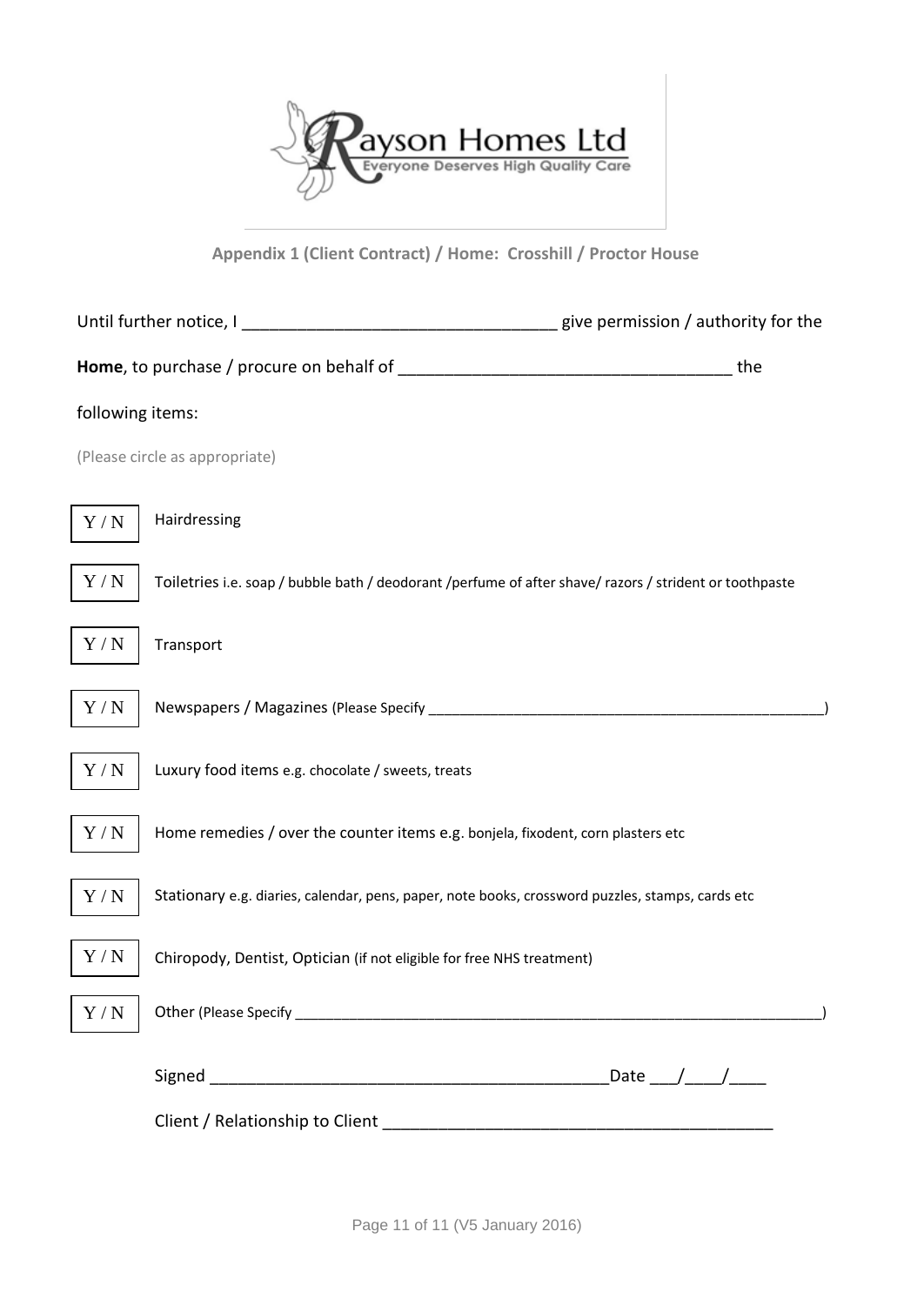Rayson Homes Ltd
Everyone Deserves High Quality Care

**Appendix 1 (Client Contract) / Home: Crosshill / Proctor House**

Until further notice, I _________________________________ give permission / authority for the

**Home**, to purchase / procure on behalf of ___________________________________ the

following items:

(Please circle as appropriate)

| | |
|---|---|
| Y / N | Hairdressing |
| Y / N | Toiletries i.e. soap / bubble bath / deodorant /perfume of after shave/ razors / strident or toothpaste |
| Y / N | Transport |
| Y / N | Newspapers / Magazines (Please Specify ___________________________________________________) |
| Y / N | Luxury food items e.g. chocolate / sweets, treats |
| Y / N | Home remedies / over the counter items e.g. bonjela, fixodent, corn plasters etc |
| Y / N | Stationary e.g. diaries, calendar, pens, paper, note books, crossword puzzles, stamps, cards etc |
| Y / N | Chiropody, Dentist, Optician (if not eligible for free NHS treatment) |
| Y / N | Other (Please Specify ___________________________________________________________________) |

Signed ___________________________________________Date ___/____/____

Client / Relationship to Client _________________________________________